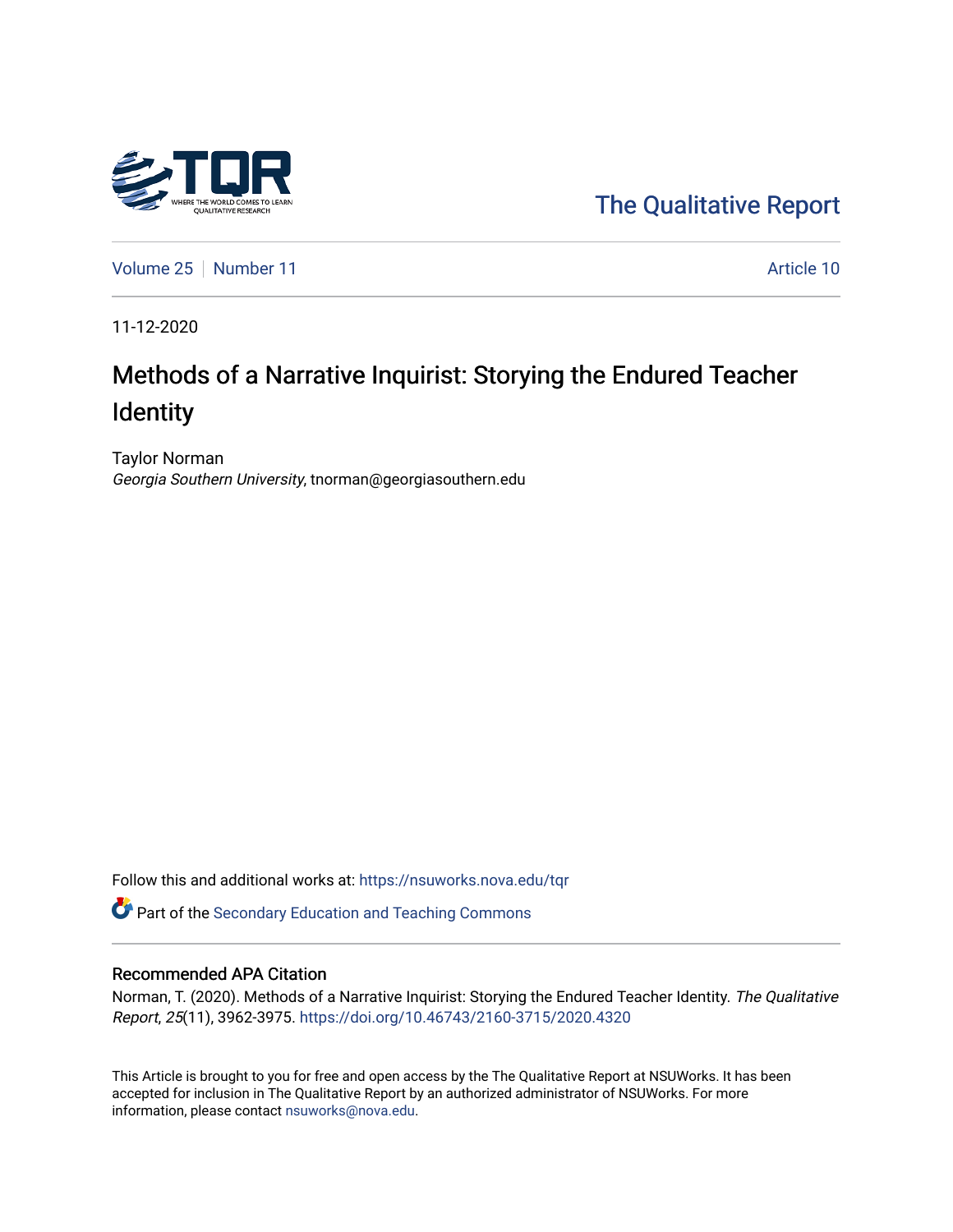The Qualitative Report

Volume 25 | Number 11 | Article 10

11-12-2020

# Methods of a Narrative Inquirist: Storying the Endured Teacher Identity

Taylor Norman
*Georgia Southern University*, tnorman@georgiasouthern.edu

Follow this and additional works at: https://nsuworks.nova.edu/tqr

Part of the Secondary Education and Teaching Commons

## Recommended APA Citation

Norman, T. (2020). Methods of a Narrative Inquirist: Storying the Endured Teacher Identity. *The Qualitative Report*, *25*(11), 3962-3975. https://doi.org/10.46743/2160-3715/2020.4320

This Article is brought to you for free and open access by the The Qualitative Report at NSUWorks. It has been accepted for inclusion in The Qualitative Report by an authorized administrator of NSUWorks. For more information, please contact nsuworks@nova.edu.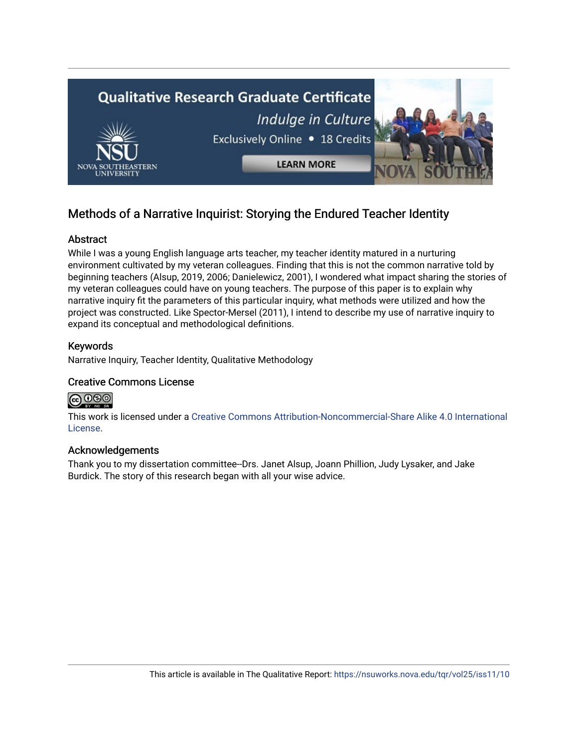# Methods of a Narrative Inquirist: Storying the Endured Teacher Identity

## Abstract

While I was a young English language arts teacher, my teacher identity matured in a nurturing environment cultivated by my veteran colleagues. Finding that this is not the common narrative told by beginning teachers (Alsup, 2019, 2006; Danielewicz, 2001), I wondered what impact sharing the stories of my veteran colleagues could have on young teachers. The purpose of this paper is to explain why narrative inquiry fit the parameters of this particular inquiry, what methods were utilized and how the project was constructed. Like Spector-Mersel (2011), I intend to describe my use of narrative inquiry to expand its conceptual and methodological definitions.

## Keywords

Narrative Inquiry, Teacher Identity, Qualitative Methodology

## Creative Commons License

This work is licensed under a Creative Commons Attribution-Noncommercial-Share Alike 4.0 International License.

## Acknowledgements

Thank you to my dissertation committee--Drs. Janet Alsup, Joann Phillion, Judy Lysaker, and Jake Burdick. The story of this research began with all your wise advice.

This article is available in The Qualitative Report: https://nsuworks.nova.edu/tqr/vol25/iss11/10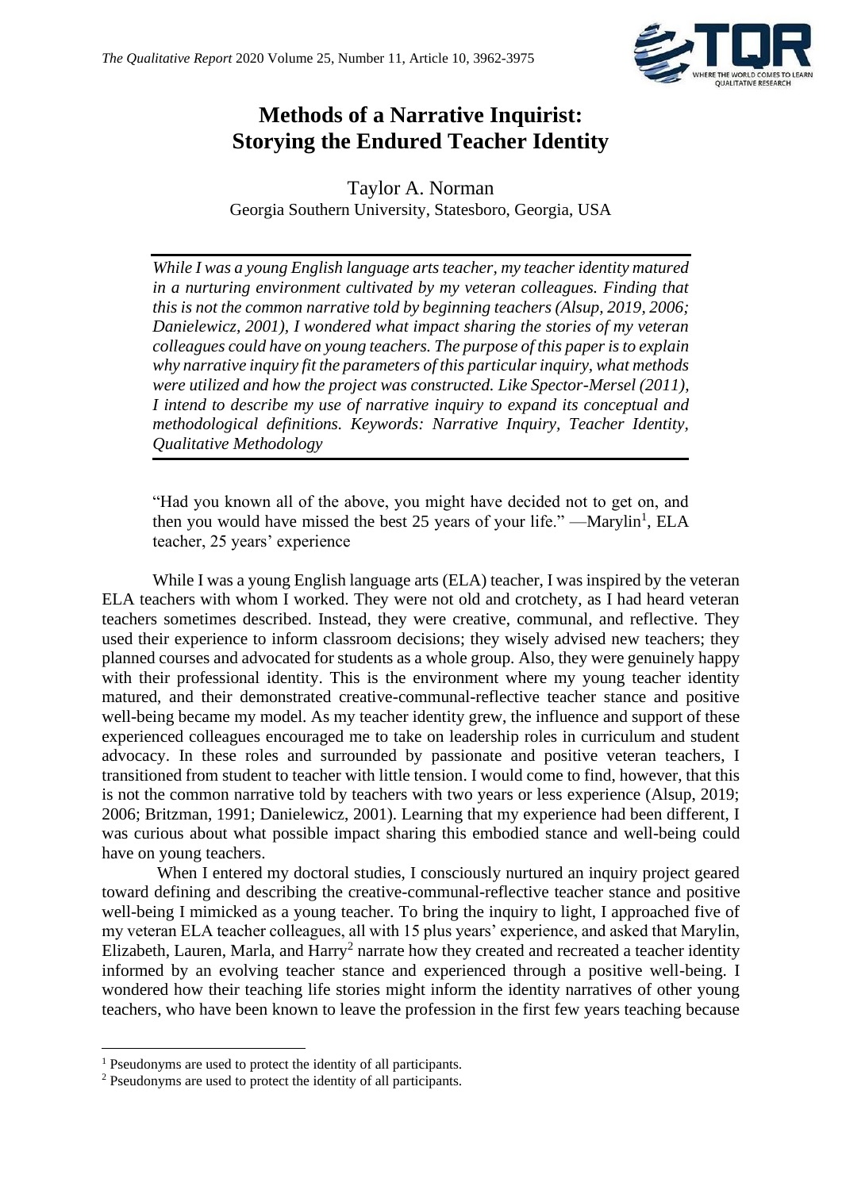# Methods of a Narrative Inquirist: Storying the Endured Teacher Identity

Taylor A. Norman
Georgia Southern University, Statesboro, Georgia, USA

*While I was a young English language arts teacher, my teacher identity matured in a nurturing environment cultivated by my veteran colleagues. Finding that this is not the common narrative told by beginning teachers (Alsup, 2019, 2006; Danielewicz, 2001), I wondered what impact sharing the stories of my veteran colleagues could have on young teachers. The purpose of this paper is to explain why narrative inquiry fit the parameters of this particular inquiry, what methods were utilized and how the project was constructed. Like Spector-Mersel (2011), I intend to describe my use of narrative inquiry to expand its conceptual and methodological definitions. Keywords: Narrative Inquiry, Teacher Identity, Qualitative Methodology*

"Had you known all of the above, you might have decided not to get on, and then you would have missed the best 25 years of your life." —Marylin[1], ELA teacher, 25 years' experience

While I was a young English language arts (ELA) teacher, I was inspired by the veteran ELA teachers with whom I worked. They were not old and crotchety, as I had heard veteran teachers sometimes described. Instead, they were creative, communal, and reflective. They used their experience to inform classroom decisions; they wisely advised new teachers; they planned courses and advocated for students as a whole group. Also, they were genuinely happy with their professional identity. This is the environment where my young teacher identity matured, and their demonstrated creative-communal-reflective teacher stance and positive well-being became my model. As my teacher identity grew, the influence and support of these experienced colleagues encouraged me to take on leadership roles in curriculum and student advocacy. In these roles and surrounded by passionate and positive veteran teachers, I transitioned from student to teacher with little tension. I would come to find, however, that this is not the common narrative told by teachers with two years or less experience (Alsup, 2019; 2006; Britzman, 1991; Danielewicz, 2001). Learning that my experience had been different, I was curious about what possible impact sharing this embodied stance and well-being could have on young teachers.

When I entered my doctoral studies, I consciously nurtured an inquiry project geared toward defining and describing the creative-communal-reflective teacher stance and positive well-being I mimicked as a young teacher. To bring the inquiry to light, I approached five of my veteran ELA teacher colleagues, all with 15 plus years' experience, and asked that Marylin, Elizabeth, Lauren, Marla, and Harry[2] narrate how they created and recreated a teacher identity informed by an evolving teacher stance and experienced through a positive well-being. I wondered how their teaching life stories might inform the identity narratives of other young teachers, who have been known to leave the profession in the first few years teaching because

[1] Pseudonyms are used to protect the identity of all participants.
[2] Pseudonyms are used to protect the identity of all participants.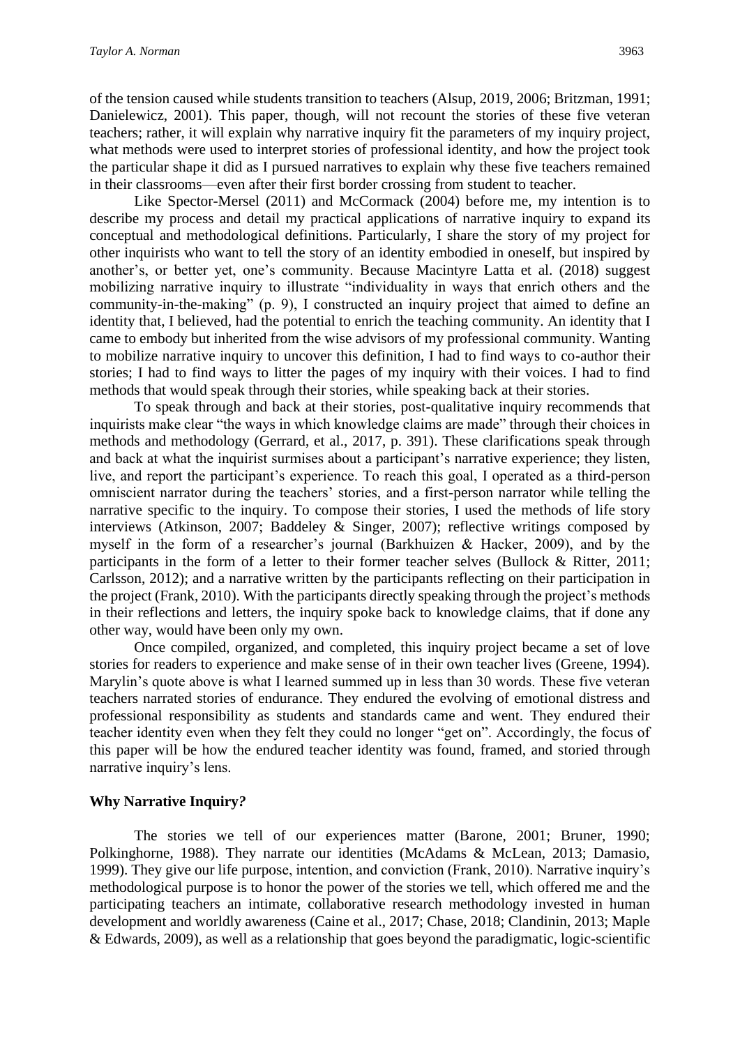of the tension caused while students transition to teachers (Alsup, 2019, 2006; Britzman, 1991; Danielewicz, 2001). This paper, though, will not recount the stories of these five veteran teachers; rather, it will explain why narrative inquiry fit the parameters of my inquiry project, what methods were used to interpret stories of professional identity, and how the project took the particular shape it did as I pursued narratives to explain why these five teachers remained in their classrooms—even after their first border crossing from student to teacher.

Like Spector-Mersel (2011) and McCormack (2004) before me, my intention is to describe my process and detail my practical applications of narrative inquiry to expand its conceptual and methodological definitions. Particularly, I share the story of my project for other inquirists who want to tell the story of an identity embodied in oneself, but inspired by another's, or better yet, one's community. Because Macintyre Latta et al. (2018) suggest mobilizing narrative inquiry to illustrate "individuality in ways that enrich others and the community-in-the-making" (p. 9), I constructed an inquiry project that aimed to define an identity that, I believed, had the potential to enrich the teaching community. An identity that I came to embody but inherited from the wise advisors of my professional community. Wanting to mobilize narrative inquiry to uncover this definition, I had to find ways to co-author their stories; I had to find ways to litter the pages of my inquiry with their voices. I had to find methods that would speak through their stories, while speaking back at their stories.

To speak through and back at their stories, post-qualitative inquiry recommends that inquirists make clear "the ways in which knowledge claims are made" through their choices in methods and methodology (Gerrard, et al., 2017, p. 391). These clarifications speak through and back at what the inquirist surmises about a participant's narrative experience; they listen, live, and report the participant's experience. To reach this goal, I operated as a third-person omniscient narrator during the teachers' stories, and a first-person narrator while telling the narrative specific to the inquiry. To compose their stories, I used the methods of life story interviews (Atkinson, 2007; Baddeley & Singer, 2007); reflective writings composed by myself in the form of a researcher's journal (Barkhuizen & Hacker, 2009), and by the participants in the form of a letter to their former teacher selves (Bullock & Ritter, 2011; Carlsson, 2012); and a narrative written by the participants reflecting on their participation in the project (Frank, 2010). With the participants directly speaking through the project's methods in their reflections and letters, the inquiry spoke back to knowledge claims, that if done any other way, would have been only my own.

Once compiled, organized, and completed, this inquiry project became a set of love stories for readers to experience and make sense of in their own teacher lives (Greene, 1994). Marylin's quote above is what I learned summed up in less than 30 words. These five veteran teachers narrated stories of endurance. They endured the evolving of emotional distress and professional responsibility as students and standards came and went. They endured their teacher identity even when they felt they could no longer "get on". Accordingly, the focus of this paper will be how the endured teacher identity was found, framed, and storied through narrative inquiry's lens.

## Why Narrative Inquiry?

The stories we tell of our experiences matter (Barone, 2001; Bruner, 1990; Polkinghorne, 1988). They narrate our identities (McAdams & McLean, 2013; Damasio, 1999). They give our life purpose, intention, and conviction (Frank, 2010). Narrative inquiry's methodological purpose is to honor the power of the stories we tell, which offered me and the participating teachers an intimate, collaborative research methodology invested in human development and worldly awareness (Caine et al., 2017; Chase, 2018; Clandinin, 2013; Maple & Edwards, 2009), as well as a relationship that goes beyond the paradigmatic, logic-scientific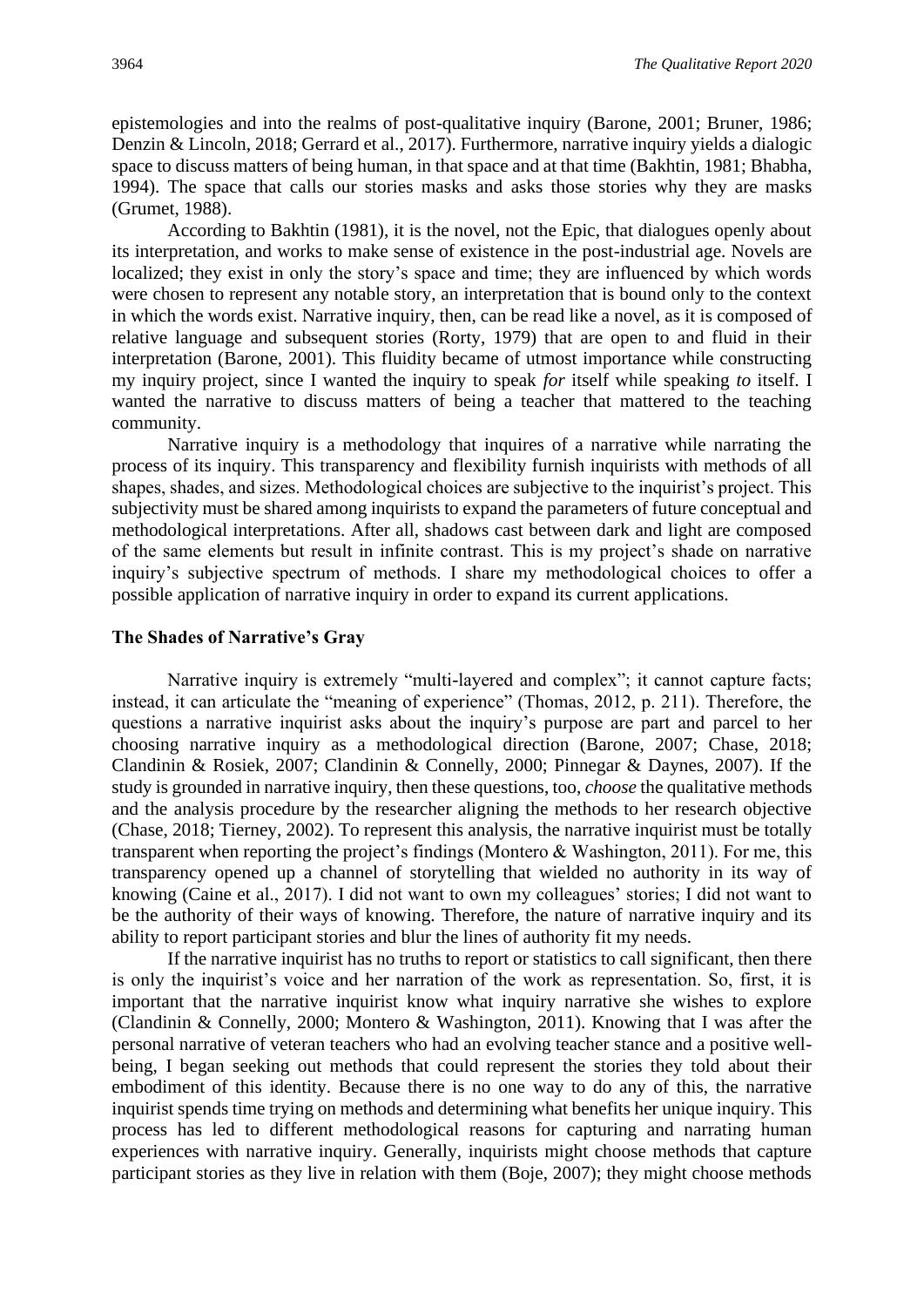epistemologies and into the realms of post-qualitative inquiry (Barone, 2001; Bruner, 1986; Denzin & Lincoln, 2018; Gerrard et al., 2017). Furthermore, narrative inquiry yields a dialogic space to discuss matters of being human, in that space and at that time (Bakhtin, 1981; Bhabha, 1994). The space that calls our stories masks and asks those stories why they are masks (Grumet, 1988).

According to Bakhtin (1981), it is the novel, not the Epic, that dialogues openly about its interpretation, and works to make sense of existence in the post-industrial age. Novels are localized; they exist in only the story's space and time; they are influenced by which words were chosen to represent any notable story, an interpretation that is bound only to the context in which the words exist. Narrative inquiry, then, can be read like a novel, as it is composed of relative language and subsequent stories (Rorty, 1979) that are open to and fluid in their interpretation (Barone, 2001). This fluidity became of utmost importance while constructing my inquiry project, since I wanted the inquiry to speak *for* itself while speaking *to* itself. I wanted the narrative to discuss matters of being a teacher that mattered to the teaching community.

Narrative inquiry is a methodology that inquires of a narrative while narrating the process of its inquiry. This transparency and flexibility furnish inquirists with methods of all shapes, shades, and sizes. Methodological choices are subjective to the inquirist's project. This subjectivity must be shared among inquirists to expand the parameters of future conceptual and methodological interpretations. After all, shadows cast between dark and light are composed of the same elements but result in infinite contrast. This is my project's shade on narrative inquiry's subjective spectrum of methods. I share my methodological choices to offer a possible application of narrative inquiry in order to expand its current applications.

## The Shades of Narrative's Gray

Narrative inquiry is extremely "multi-layered and complex"; it cannot capture facts; instead, it can articulate the "meaning of experience" (Thomas, 2012, p. 211). Therefore, the questions a narrative inquirist asks about the inquiry's purpose are part and parcel to her choosing narrative inquiry as a methodological direction (Barone, 2007; Chase, 2018; Clandinin & Rosiek, 2007; Clandinin & Connelly, 2000; Pinnegar & Daynes, 2007). If the study is grounded in narrative inquiry, then these questions, too, *choose* the qualitative methods and the analysis procedure by the researcher aligning the methods to her research objective (Chase, 2018; Tierney, 2002). To represent this analysis, the narrative inquirist must be totally transparent when reporting the project's findings (Montero & Washington, 2011). For me, this transparency opened up a channel of storytelling that wielded no authority in its way of knowing (Caine et al., 2017). I did not want to own my colleagues' stories; I did not want to be the authority of their ways of knowing. Therefore, the nature of narrative inquiry and its ability to report participant stories and blur the lines of authority fit my needs.

If the narrative inquirist has no truths to report or statistics to call significant, then there is only the inquirist's voice and her narration of the work as representation. So, first, it is important that the narrative inquirist know what inquiry narrative she wishes to explore (Clandinin & Connelly, 2000; Montero & Washington, 2011). Knowing that I was after the personal narrative of veteran teachers who had an evolving teacher stance and a positive well-being, I began seeking out methods that could represent the stories they told about their embodiment of this identity. Because there is no one way to do any of this, the narrative inquirist spends time trying on methods and determining what benefits her unique inquiry. This process has led to different methodological reasons for capturing and narrating human experiences with narrative inquiry. Generally, inquirists might choose methods that capture participant stories as they live in relation with them (Boje, 2007); they might choose methods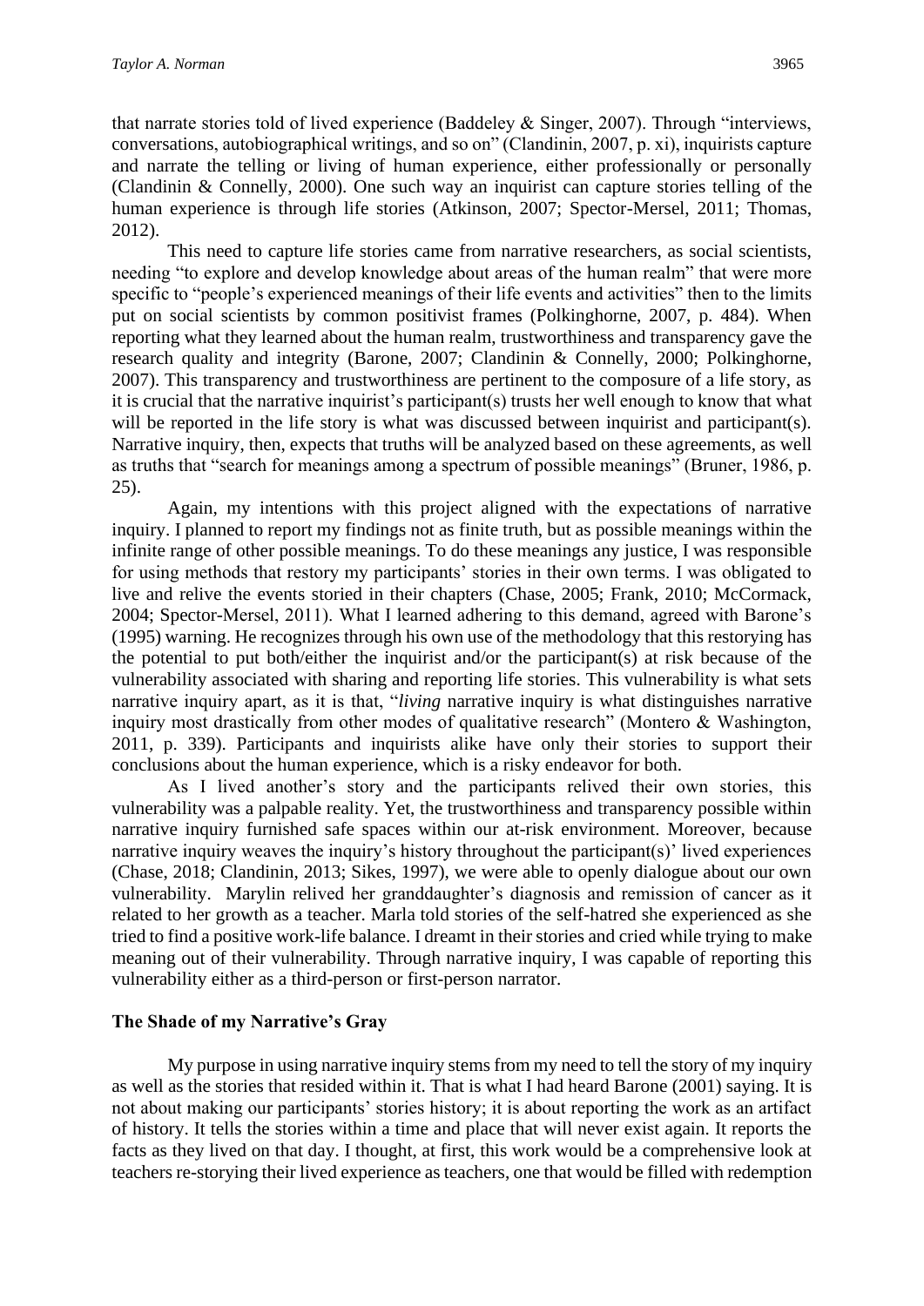that narrate stories told of lived experience (Baddeley & Singer, 2007). Through "interviews, conversations, autobiographical writings, and so on" (Clandinin, 2007, p. xi), inquirists capture and narrate the telling or living of human experience, either professionally or personally (Clandinin & Connelly, 2000). One such way an inquirist can capture stories telling of the human experience is through life stories (Atkinson, 2007; Spector-Mersel, 2011; Thomas, 2012).

This need to capture life stories came from narrative researchers, as social scientists, needing "to explore and develop knowledge about areas of the human realm" that were more specific to "people's experienced meanings of their life events and activities" then to the limits put on social scientists by common positivist frames (Polkinghorne, 2007, p. 484). When reporting what they learned about the human realm, trustworthiness and transparency gave the research quality and integrity (Barone, 2007; Clandinin & Connelly, 2000; Polkinghorne, 2007). This transparency and trustworthiness are pertinent to the composure of a life story, as it is crucial that the narrative inquirist's participant(s) trusts her well enough to know that what will be reported in the life story is what was discussed between inquirist and participant(s). Narrative inquiry, then, expects that truths will be analyzed based on these agreements, as well as truths that "search for meanings among a spectrum of possible meanings" (Bruner, 1986, p. 25).

Again, my intentions with this project aligned with the expectations of narrative inquiry. I planned to report my findings not as finite truth, but as possible meanings within the infinite range of other possible meanings. To do these meanings any justice, I was responsible for using methods that restory my participants' stories in their own terms. I was obligated to live and relive the events storied in their chapters (Chase, 2005; Frank, 2010; McCormack, 2004; Spector-Mersel, 2011). What I learned adhering to this demand, agreed with Barone's (1995) warning. He recognizes through his own use of the methodology that this restorying has the potential to put both/either the inquirist and/or the participant(s) at risk because of the vulnerability associated with sharing and reporting life stories. This vulnerability is what sets narrative inquiry apart, as it is that, "*living* narrative inquiry is what distinguishes narrative inquiry most drastically from other modes of qualitative research" (Montero & Washington, 2011, p. 339). Participants and inquirists alike have only their stories to support their conclusions about the human experience, which is a risky endeavor for both.

As I lived another's story and the participants relived their own stories, this vulnerability was a palpable reality. Yet, the trustworthiness and transparency possible within narrative inquiry furnished safe spaces within our at-risk environment. Moreover, because narrative inquiry weaves the inquiry's history throughout the participant(s)' lived experiences (Chase, 2018; Clandinin, 2013; Sikes, 1997), we were able to openly dialogue about our own vulnerability. Marylin relived her granddaughter's diagnosis and remission of cancer as it related to her growth as a teacher. Marla told stories of the self-hatred she experienced as she tried to find a positive work-life balance. I dreamt in their stories and cried while trying to make meaning out of their vulnerability. Through narrative inquiry, I was capable of reporting this vulnerability either as a third-person or first-person narrator.

### The Shade of my Narrative's Gray

My purpose in using narrative inquiry stems from my need to tell the story of my inquiry as well as the stories that resided within it. That is what I had heard Barone (2001) saying. It is not about making our participants' stories history; it is about reporting the work as an artifact of history. It tells the stories within a time and place that will never exist again. It reports the facts as they lived on that day. I thought, at first, this work would be a comprehensive look at teachers re-storying their lived experience as teachers, one that would be filled with redemption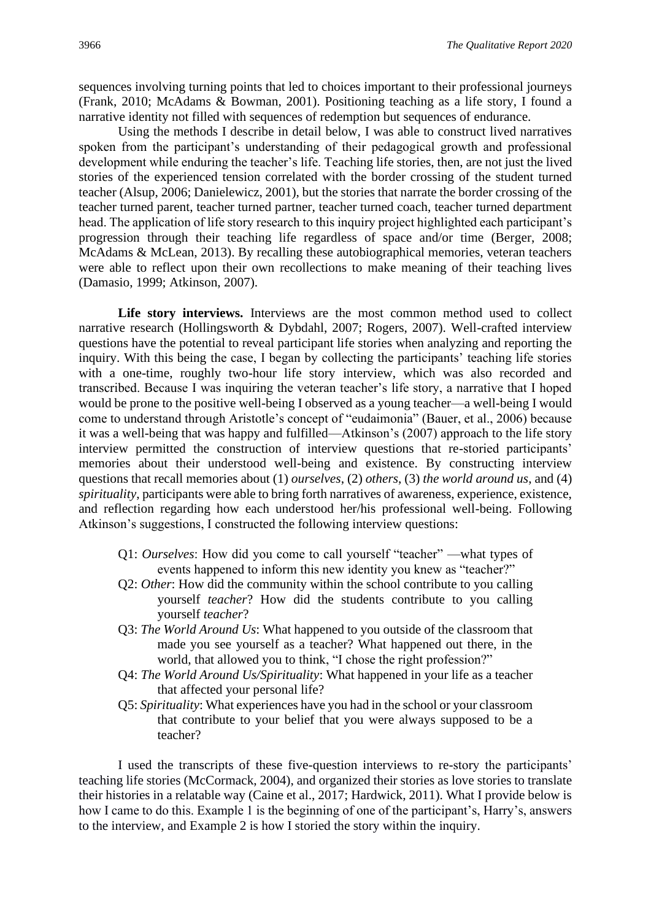sequences involving turning points that led to choices important to their professional journeys (Frank, 2010; McAdams & Bowman, 2001). Positioning teaching as a life story, I found a narrative identity not filled with sequences of redemption but sequences of endurance.

Using the methods I describe in detail below, I was able to construct lived narratives spoken from the participant's understanding of their pedagogical growth and professional development while enduring the teacher's life. Teaching life stories, then, are not just the lived stories of the experienced tension correlated with the border crossing of the student turned teacher (Alsup, 2006; Danielewicz, 2001), but the stories that narrate the border crossing of the teacher turned parent, teacher turned partner, teacher turned coach, teacher turned department head. The application of life story research to this inquiry project highlighted each participant's progression through their teaching life regardless of space and/or time (Berger, 2008; McAdams & McLean, 2013). By recalling these autobiographical memories, veteran teachers were able to reflect upon their own recollections to make meaning of their teaching lives (Damasio, 1999; Atkinson, 2007).

**Life story interviews.** Interviews are the most common method used to collect narrative research (Hollingsworth & Dybdahl, 2007; Rogers, 2007). Well-crafted interview questions have the potential to reveal participant life stories when analyzing and reporting the inquiry. With this being the case, I began by collecting the participants' teaching life stories with a one-time, roughly two-hour life story interview, which was also recorded and transcribed. Because I was inquiring the veteran teacher's life story, a narrative that I hoped would be prone to the positive well-being I observed as a young teacher—a well-being I would come to understand through Aristotle's concept of "eudaimonia" (Bauer, et al., 2006) because it was a well-being that was happy and fulfilled—Atkinson's (2007) approach to the life story interview permitted the construction of interview questions that re-storied participants' memories about their understood well-being and existence. By constructing interview questions that recall memories about (1) *ourselves*, (2) *others*, (3) *the world around us*, and (4) *spirituality*, participants were able to bring forth narratives of awareness, experience, existence, and reflection regarding how each understood her/his professional well-being. Following Atkinson's suggestions, I constructed the following interview questions:

Q1: *Ourselves*: How did you come to call yourself "teacher" —what types of events happened to inform this new identity you knew as "teacher?"

Q2: *Other*: How did the community within the school contribute to you calling yourself *teacher*? How did the students contribute to you calling yourself *teacher*?

Q3: *The World Around Us*: What happened to you outside of the classroom that made you see yourself as a teacher? What happened out there, in the world, that allowed you to think, "I chose the right profession?"

Q4: *The World Around Us/Spirituality*: What happened in your life as a teacher that affected your personal life?

Q5: *Spirituality*: What experiences have you had in the school or your classroom that contribute to your belief that you were always supposed to be a teacher?

I used the transcripts of these five-question interviews to re-story the participants' teaching life stories (McCormack, 2004), and organized their stories as love stories to translate their histories in a relatable way (Caine et al., 2017; Hardwick, 2011). What I provide below is how I came to do this. Example 1 is the beginning of one of the participant's, Harry's, answers to the interview, and Example 2 is how I storied the story within the inquiry.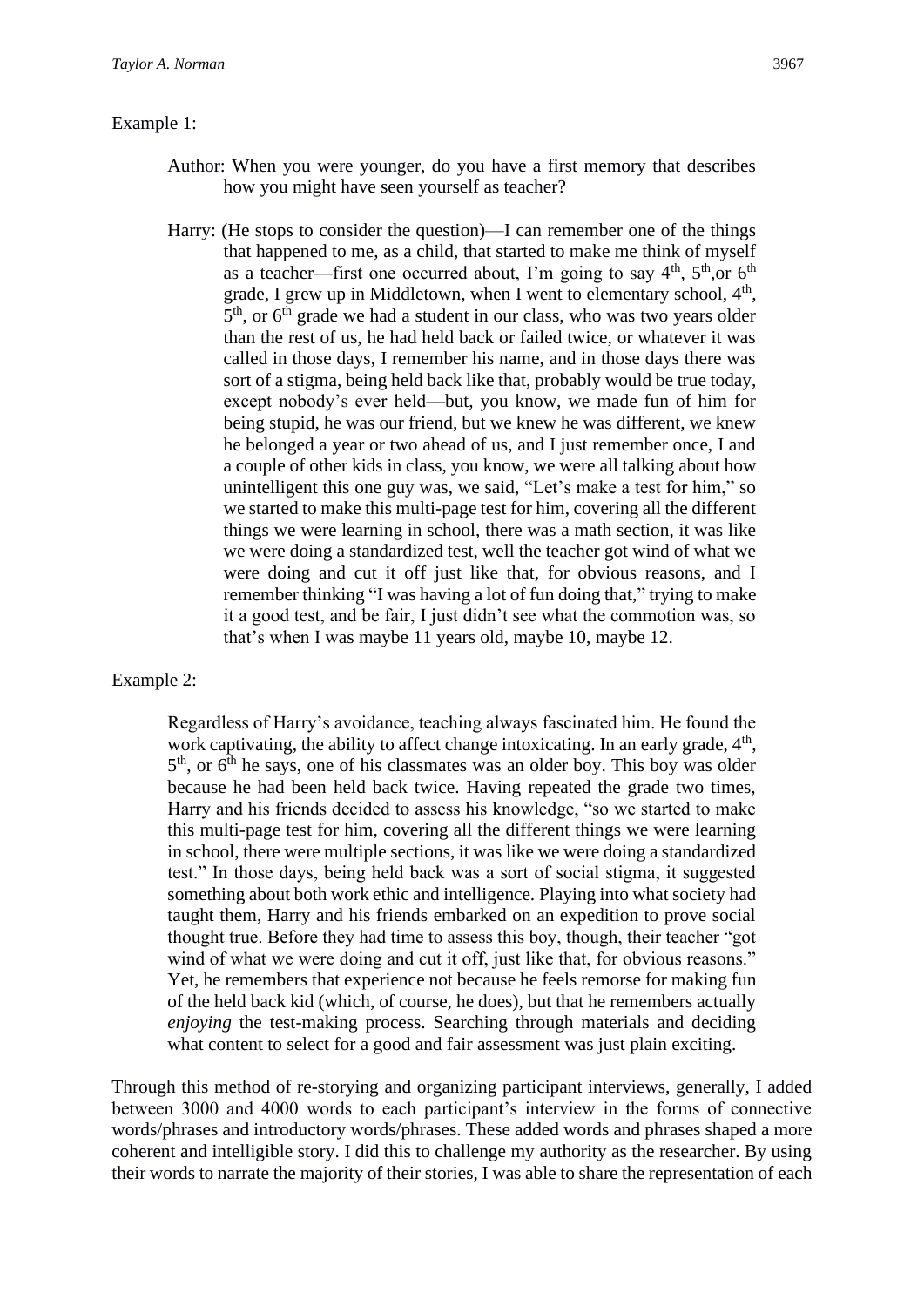Example 1:

> Author: When you were younger, do you have a first memory that describes how you might have seen yourself as teacher?
>
> Harry: (He stops to consider the question)—I can remember one of the things that happened to me, as a child, that started to make me think of myself as a teacher—first one occurred about, I'm going to say 4th, 5th,or 6th grade, I grew up in Middletown, when I went to elementary school, 4th, 5th, or 6th grade we had a student in our class, who was two years older than the rest of us, he had held back or failed twice, or whatever it was called in those days, I remember his name, and in those days there was sort of a stigma, being held back like that, probably would be true today, except nobody's ever held—but, you know, we made fun of him for being stupid, he was our friend, but we knew he was different, we knew he belonged a year or two ahead of us, and I just remember once, I and a couple of other kids in class, you know, we were all talking about how unintelligent this one guy was, we said, "Let's make a test for him," so we started to make this multi-page test for him, covering all the different things we were learning in school, there was a math section, it was like we were doing a standardized test, well the teacher got wind of what we were doing and cut it off just like that, for obvious reasons, and I remember thinking "I was having a lot of fun doing that," trying to make it a good test, and be fair, I just didn't see what the commotion was, so that's when I was maybe 11 years old, maybe 10, maybe 12.

Example 2:

> Regardless of Harry's avoidance, teaching always fascinated him. He found the work captivating, the ability to affect change intoxicating. In an early grade, 4th, 5th, or 6th he says, one of his classmates was an older boy. This boy was older because he had been held back twice. Having repeated the grade two times, Harry and his friends decided to assess his knowledge, "so we started to make this multi-page test for him, covering all the different things we were learning in school, there were multiple sections, it was like we were doing a standardized test." In those days, being held back was a sort of social stigma, it suggested something about both work ethic and intelligence. Playing into what society had taught them, Harry and his friends embarked on an expedition to prove social thought true. Before they had time to assess this boy, though, their teacher "got wind of what we were doing and cut it off, just like that, for obvious reasons." Yet, he remembers that experience not because he feels remorse for making fun of the held back kid (which, of course, he does), but that he remembers actually *enjoying* the test-making process. Searching through materials and deciding what content to select for a good and fair assessment was just plain exciting.

Through this method of re-storying and organizing participant interviews, generally, I added between 3000 and 4000 words to each participant's interview in the forms of connective words/phrases and introductory words/phrases. These added words and phrases shaped a more coherent and intelligible story. I did this to challenge my authority as the researcher. By using their words to narrate the majority of their stories, I was able to share the representation of each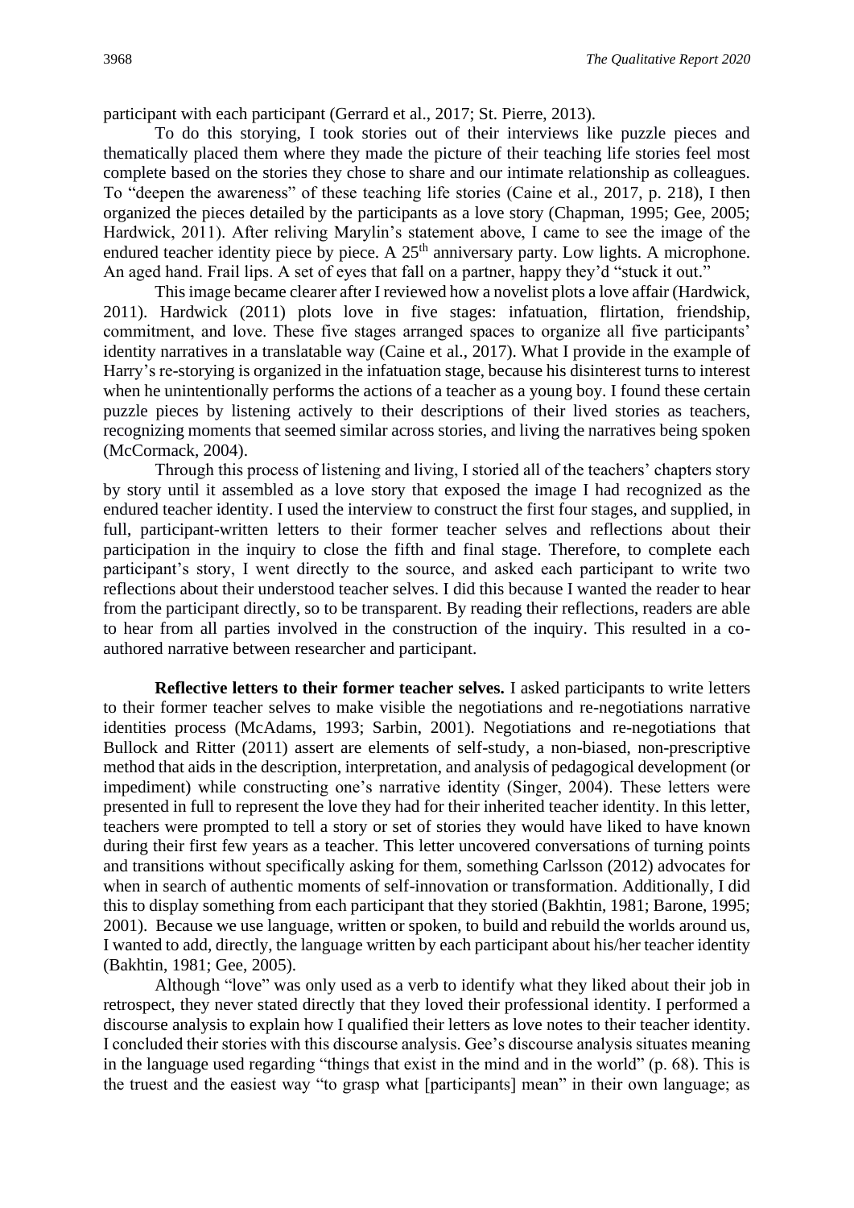participant with each participant (Gerrard et al., 2017; St. Pierre, 2013).

To do this storying, I took stories out of their interviews like puzzle pieces and thematically placed them where they made the picture of their teaching life stories feel most complete based on the stories they chose to share and our intimate relationship as colleagues. To "deepen the awareness" of these teaching life stories (Caine et al., 2017, p. 218), I then organized the pieces detailed by the participants as a love story (Chapman, 1995; Gee, 2005; Hardwick, 2011). After reliving Marylin's statement above, I came to see the image of the endured teacher identity piece by piece. A 25th anniversary party. Low lights. A microphone. An aged hand. Frail lips. A set of eyes that fall on a partner, happy they'd "stuck it out."

This image became clearer after I reviewed how a novelist plots a love affair (Hardwick, 2011). Hardwick (2011) plots love in five stages: infatuation, flirtation, friendship, commitment, and love. These five stages arranged spaces to organize all five participants' identity narratives in a translatable way (Caine et al., 2017). What I provide in the example of Harry's re-storying is organized in the infatuation stage, because his disinterest turns to interest when he unintentionally performs the actions of a teacher as a young boy. I found these certain puzzle pieces by listening actively to their descriptions of their lived stories as teachers, recognizing moments that seemed similar across stories, and living the narratives being spoken (McCormack, 2004).

Through this process of listening and living, I storied all of the teachers' chapters story by story until it assembled as a love story that exposed the image I had recognized as the endured teacher identity. I used the interview to construct the first four stages, and supplied, in full, participant-written letters to their former teacher selves and reflections about their participation in the inquiry to close the fifth and final stage. Therefore, to complete each participant's story, I went directly to the source, and asked each participant to write two reflections about their understood teacher selves. I did this because I wanted the reader to hear from the participant directly, so to be transparent. By reading their reflections, readers are able to hear from all parties involved in the construction of the inquiry. This resulted in a co-authored narrative between researcher and participant.

**Reflective letters to their former teacher selves.** I asked participants to write letters to their former teacher selves to make visible the negotiations and re-negotiations narrative identities process (McAdams, 1993; Sarbin, 2001). Negotiations and re-negotiations that Bullock and Ritter (2011) assert are elements of self-study, a non-biased, non-prescriptive method that aids in the description, interpretation, and analysis of pedagogical development (or impediment) while constructing one's narrative identity (Singer, 2004). These letters were presented in full to represent the love they had for their inherited teacher identity. In this letter, teachers were prompted to tell a story or set of stories they would have liked to have known during their first few years as a teacher. This letter uncovered conversations of turning points and transitions without specifically asking for them, something Carlsson (2012) advocates for when in search of authentic moments of self-innovation or transformation. Additionally, I did this to display something from each participant that they storied (Bakhtin, 1981; Barone, 1995; 2001). Because we use language, written or spoken, to build and rebuild the worlds around us, I wanted to add, directly, the language written by each participant about his/her teacher identity (Bakhtin, 1981; Gee, 2005).

Although "love" was only used as a verb to identify what they liked about their job in retrospect, they never stated directly that they loved their professional identity. I performed a discourse analysis to explain how I qualified their letters as love notes to their teacher identity. I concluded their stories with this discourse analysis. Gee's discourse analysis situates meaning in the language used regarding "things that exist in the mind and in the world" (p. 68). This is the truest and the easiest way "to grasp what [participants] mean" in their own language; as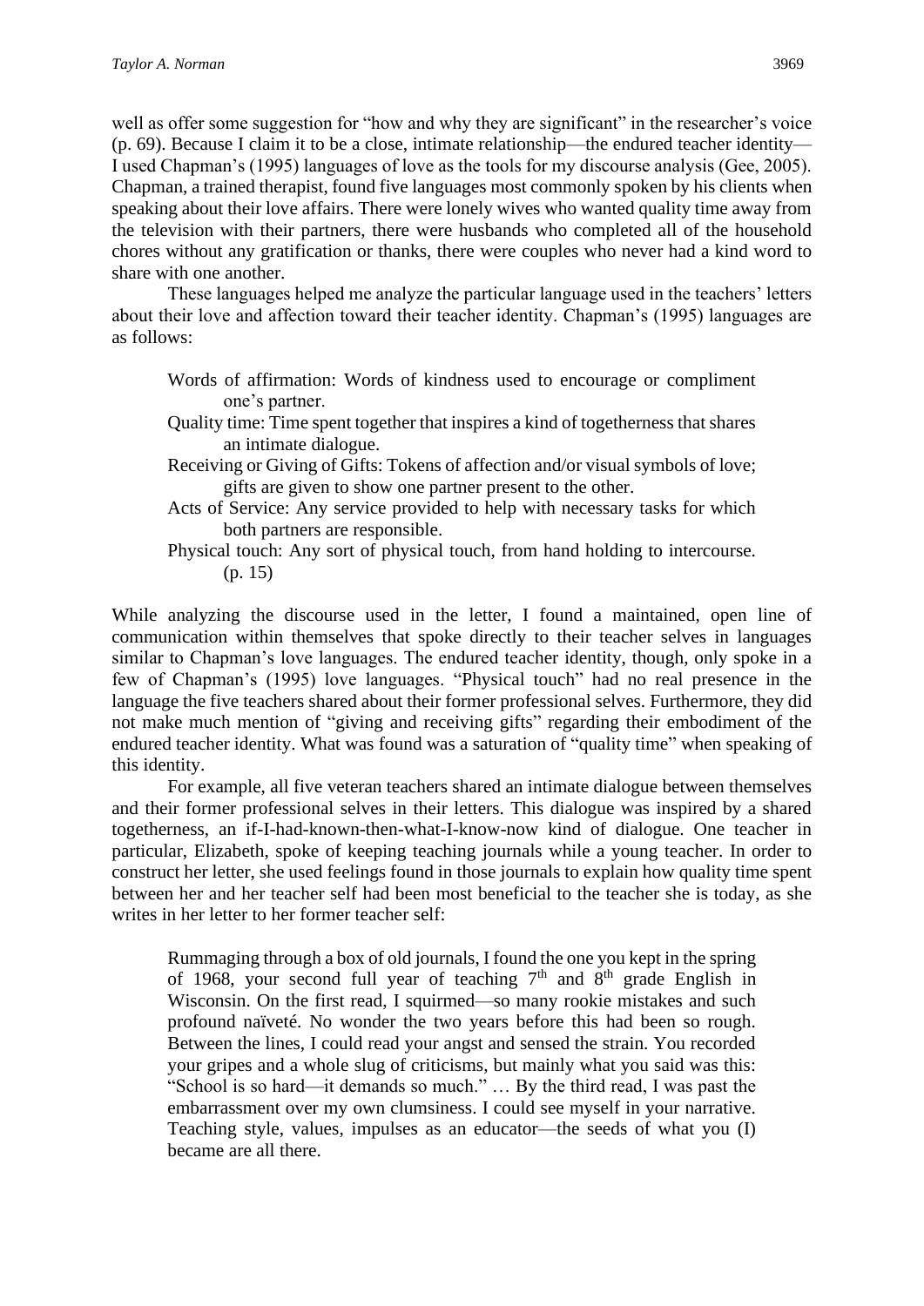well as offer some suggestion for "how and why they are significant" in the researcher's voice (p. 69). Because I claim it to be a close, intimate relationship—the endured teacher identity—I used Chapman's (1995) languages of love as the tools for my discourse analysis (Gee, 2005). Chapman, a trained therapist, found five languages most commonly spoken by his clients when speaking about their love affairs. There were lonely wives who wanted quality time away from the television with their partners, there were husbands who completed all of the household chores without any gratification or thanks, there were couples who never had a kind word to share with one another.

These languages helped me analyze the particular language used in the teachers' letters about their love and affection toward their teacher identity. Chapman's (1995) languages are as follows:

> Words of affirmation: Words of kindness used to encourage or compliment one's partner.
>
> Quality time: Time spent together that inspires a kind of togetherness that shares an intimate dialogue.
>
> Receiving or Giving of Gifts: Tokens of affection and/or visual symbols of love; gifts are given to show one partner present to the other.
>
> Acts of Service: Any service provided to help with necessary tasks for which both partners are responsible.
>
> Physical touch: Any sort of physical touch, from hand holding to intercourse. (p. 15)

While analyzing the discourse used in the letter, I found a maintained, open line of communication within themselves that spoke directly to their teacher selves in languages similar to Chapman's love languages. The endured teacher identity, though, only spoke in a few of Chapman's (1995) love languages. "Physical touch" had no real presence in the language the five teachers shared about their former professional selves. Furthermore, they did not make much mention of "giving and receiving gifts" regarding their embodiment of the endured teacher identity. What was found was a saturation of "quality time" when speaking of this identity.

For example, all five veteran teachers shared an intimate dialogue between themselves and their former professional selves in their letters. This dialogue was inspired by a shared togetherness, an if-I-had-known-then-what-I-know-now kind of dialogue. One teacher in particular, Elizabeth, spoke of keeping teaching journals while a young teacher. In order to construct her letter, she used feelings found in those journals to explain how quality time spent between her and her teacher self had been most beneficial to the teacher she is today, as she writes in her letter to her former teacher self:

> Rummaging through a box of old journals, I found the one you kept in the spring of 1968, your second full year of teaching 7th and 8th grade English in Wisconsin. On the first read, I squirmed—so many rookie mistakes and such profound naïveté. No wonder the two years before this had been so rough. Between the lines, I could read your angst and sensed the strain. You recorded your gripes and a whole slug of criticisms, but mainly what you said was this: "School is so hard—it demands so much." … By the third read, I was past the embarrassment over my own clumsiness. I could see myself in your narrative. Teaching style, values, impulses as an educator—the seeds of what you (I) became are all there.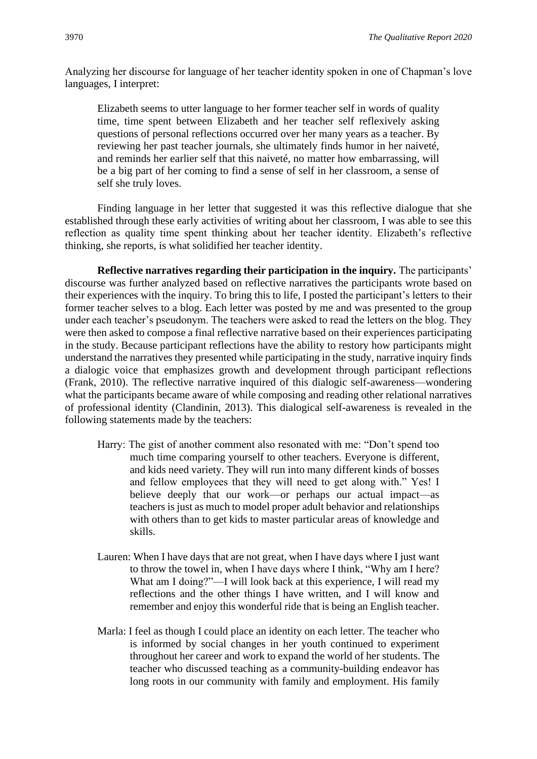Analyzing her discourse for language of her teacher identity spoken in one of Chapman's love languages, I interpret:

> Elizabeth seems to utter language to her former teacher self in words of quality time, time spent between Elizabeth and her teacher self reflexively asking questions of personal reflections occurred over her many years as a teacher. By reviewing her past teacher journals, she ultimately finds humor in her naiveté, and reminds her earlier self that this naiveté, no matter how embarrassing, will be a big part of her coming to find a sense of self in her classroom, a sense of self she truly loves.

Finding language in her letter that suggested it was this reflective dialogue that she established through these early activities of writing about her classroom, I was able to see this reflection as quality time spent thinking about her teacher identity. Elizabeth's reflective thinking, she reports, is what solidified her teacher identity.

**Reflective narratives regarding their participation in the inquiry.** The participants' discourse was further analyzed based on reflective narratives the participants wrote based on their experiences with the inquiry. To bring this to life, I posted the participant's letters to their former teacher selves to a blog. Each letter was posted by me and was presented to the group under each teacher's pseudonym. The teachers were asked to read the letters on the blog. They were then asked to compose a final reflective narrative based on their experiences participating in the study. Because participant reflections have the ability to restory how participants might understand the narratives they presented while participating in the study, narrative inquiry finds a dialogic voice that emphasizes growth and development through participant reflections (Frank, 2010). The reflective narrative inquired of this dialogic self-awareness—wondering what the participants became aware of while composing and reading other relational narratives of professional identity (Clandinin, 2013). This dialogical self-awareness is revealed in the following statements made by the teachers:

> Harry: The gist of another comment also resonated with me: "Don't spend too much time comparing yourself to other teachers. Everyone is different, and kids need variety. They will run into many different kinds of bosses and fellow employees that they will need to get along with." Yes! I believe deeply that our work—or perhaps our actual impact—as teachers is just as much to model proper adult behavior and relationships with others than to get kids to master particular areas of knowledge and skills.

> Lauren: When I have days that are not great, when I have days where I just want to throw the towel in, when I have days where I think, "Why am I here? What am I doing?"—I will look back at this experience, I will read my reflections and the other things I have written, and I will know and remember and enjoy this wonderful ride that is being an English teacher.

> Marla: I feel as though I could place an identity on each letter. The teacher who is informed by social changes in her youth continued to experiment throughout her career and work to expand the world of her students. The teacher who discussed teaching as a community-building endeavor has long roots in our community with family and employment. His family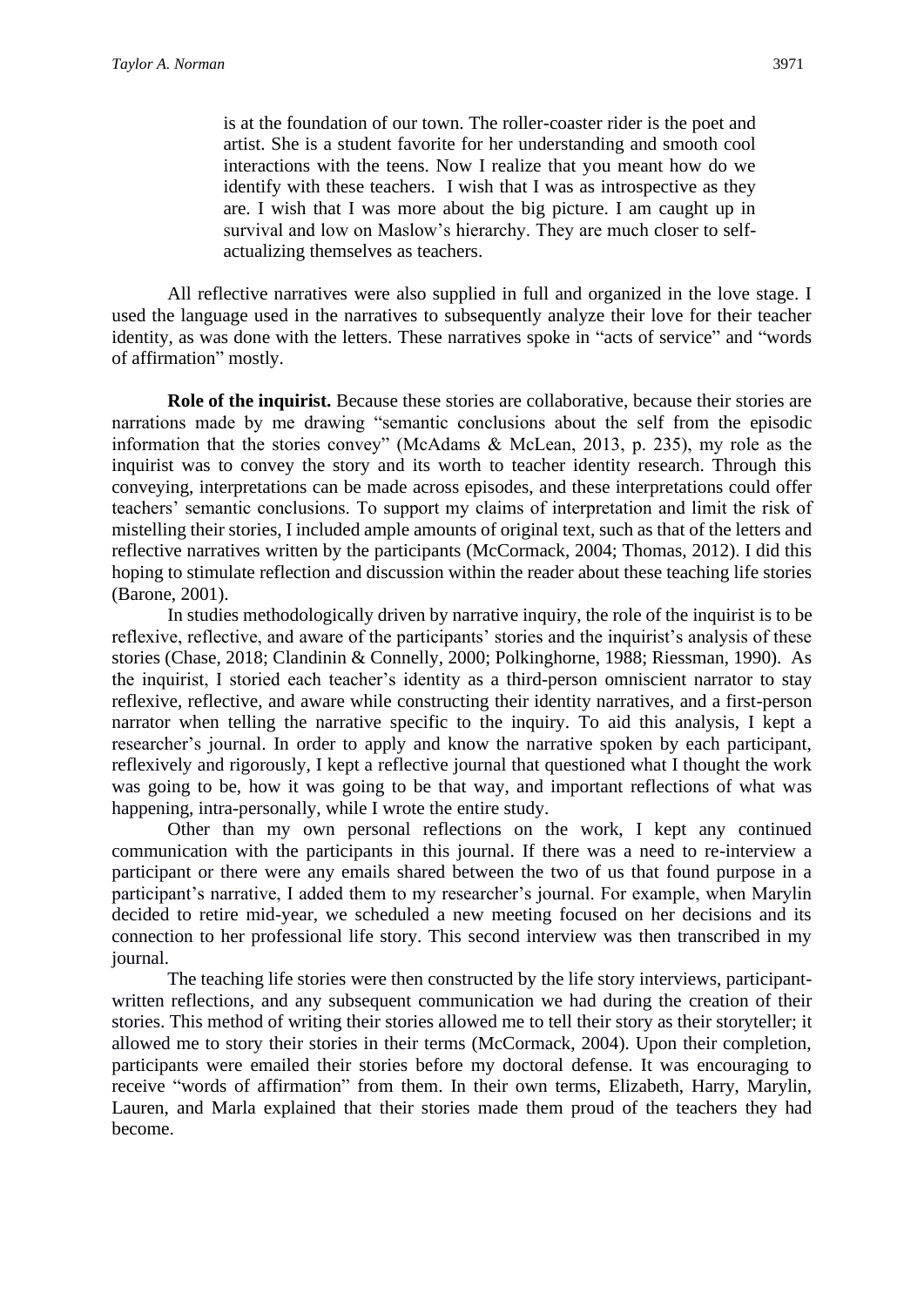> is at the foundation of our town. The roller-coaster rider is the poet and artist. She is a student favorite for her understanding and smooth cool interactions with the teens. Now I realize that you meant how do we identify with these teachers. I wish that I was as introspective as they are. I wish that I was more about the big picture. I am caught up in survival and low on Maslow's hierarchy. They are much closer to self-actualizing themselves as teachers.

All reflective narratives were also supplied in full and organized in the love stage. I used the language used in the narratives to subsequently analyze their love for their teacher identity, as was done with the letters. These narratives spoke in "acts of service" and "words of affirmation" mostly.

**Role of the inquirist.** Because these stories are collaborative, because their stories are narrations made by me drawing "semantic conclusions about the self from the episodic information that the stories convey" (McAdams & McLean, 2013, p. 235), my role as the inquirist was to convey the story and its worth to teacher identity research. Through this conveying, interpretations can be made across episodes, and these interpretations could offer teachers' semantic conclusions. To support my claims of interpretation and limit the risk of mistelling their stories, I included ample amounts of original text, such as that of the letters and reflective narratives written by the participants (McCormack, 2004; Thomas, 2012). I did this hoping to stimulate reflection and discussion within the reader about these teaching life stories (Barone, 2001).

In studies methodologically driven by narrative inquiry, the role of the inquirist is to be reflexive, reflective, and aware of the participants' stories and the inquirist's analysis of these stories (Chase, 2018; Clandinin & Connelly, 2000; Polkinghorne, 1988; Riessman, 1990). As the inquirist, I storied each teacher's identity as a third-person omniscient narrator to stay reflexive, reflective, and aware while constructing their identity narratives, and a first-person narrator when telling the narrative specific to the inquiry. To aid this analysis, I kept a researcher's journal. In order to apply and know the narrative spoken by each participant, reflexively and rigorously, I kept a reflective journal that questioned what I thought the work was going to be, how it was going to be that way, and important reflections of what was happening, intra-personally, while I wrote the entire study.

Other than my own personal reflections on the work, I kept any continued communication with the participants in this journal. If there was a need to re-interview a participant or there were any emails shared between the two of us that found purpose in a participant's narrative, I added them to my researcher's journal. For example, when Marylin decided to retire mid-year, we scheduled a new meeting focused on her decisions and its connection to her professional life story. This second interview was then transcribed in my journal.

The teaching life stories were then constructed by the life story interviews, participant-written reflections, and any subsequent communication we had during the creation of their stories. This method of writing their stories allowed me to tell their story as their storyteller; it allowed me to story their stories in their terms (McCormack, 2004). Upon their completion, participants were emailed their stories before my doctoral defense. It was encouraging to receive "words of affirmation" from them. In their own terms, Elizabeth, Harry, Marylin, Lauren, and Marla explained that their stories made them proud of the teachers they had become.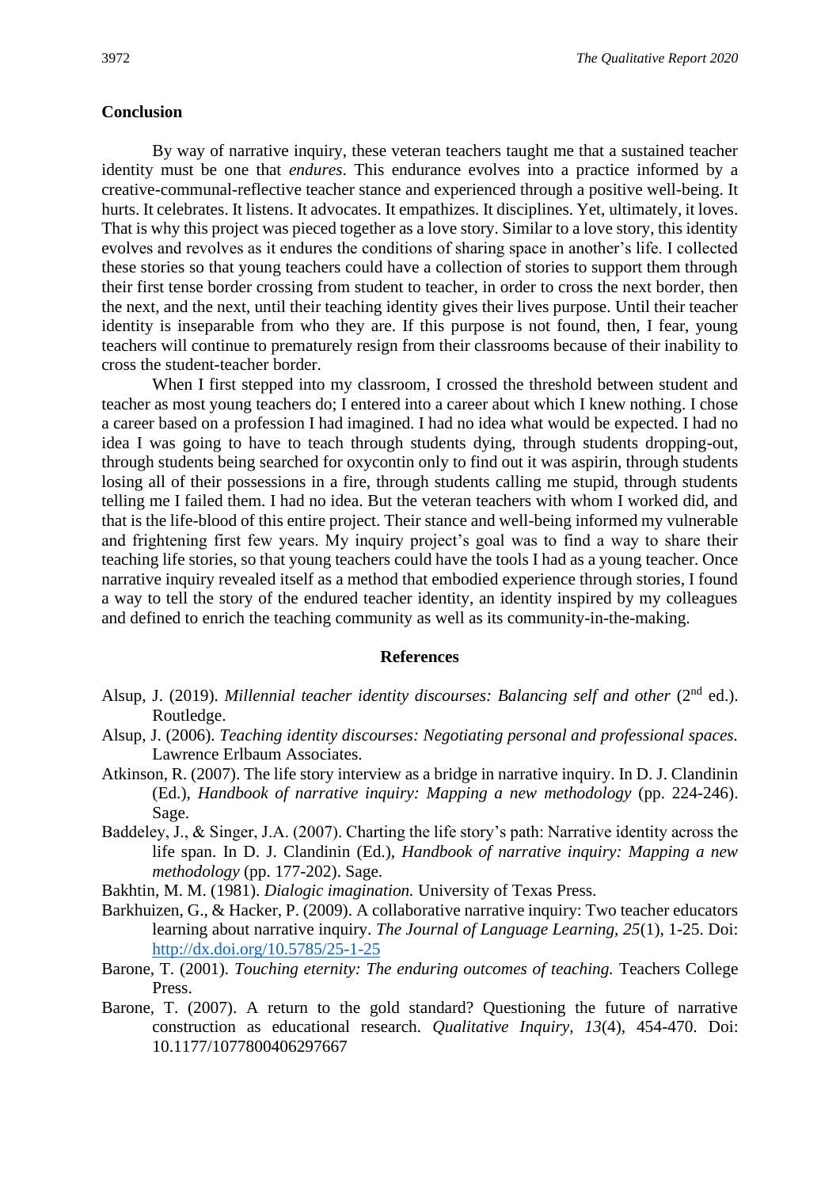## Conclusion

By way of narrative inquiry, these veteran teachers taught me that a sustained teacher identity must be one that *endures*. This endurance evolves into a practice informed by a creative-communal-reflective teacher stance and experienced through a positive well-being. It hurts. It celebrates. It listens. It advocates. It empathizes. It disciplines. Yet, ultimately, it loves. That is why this project was pieced together as a love story. Similar to a love story, this identity evolves and revolves as it endures the conditions of sharing space in another's life. I collected these stories so that young teachers could have a collection of stories to support them through their first tense border crossing from student to teacher, in order to cross the next border, then the next, and the next, until their teaching identity gives their lives purpose. Until their teacher identity is inseparable from who they are. If this purpose is not found, then, I fear, young teachers will continue to prematurely resign from their classrooms because of their inability to cross the student-teacher border.

When I first stepped into my classroom, I crossed the threshold between student and teacher as most young teachers do; I entered into a career about which I knew nothing. I chose a career based on a profession I had imagined. I had no idea what would be expected. I had no idea I was going to have to teach through students dying, through students dropping-out, through students being searched for oxycontin only to find out it was aspirin, through students losing all of their possessions in a fire, through students calling me stupid, through students telling me I failed them. I had no idea. But the veteran teachers with whom I worked did, and that is the life-blood of this entire project. Their stance and well-being informed my vulnerable and frightening first few years. My inquiry project's goal was to find a way to share their teaching life stories, so that young teachers could have the tools I had as a young teacher. Once narrative inquiry revealed itself as a method that embodied experience through stories, I found a way to tell the story of the endured teacher identity, an identity inspired by my colleagues and defined to enrich the teaching community as well as its community-in-the-making.

## References

Alsup, J. (2019). *Millennial teacher identity discourses: Balancing self and other* (2nd ed.). Routledge.

Alsup, J. (2006). *Teaching identity discourses: Negotiating personal and professional spaces.* Lawrence Erlbaum Associates.

Atkinson, R. (2007). The life story interview as a bridge in narrative inquiry. In D. J. Clandinin (Ed.), *Handbook of narrative inquiry: Mapping a new methodology* (pp. 224-246). Sage.

Baddeley, J., & Singer, J.A. (2007). Charting the life story's path: Narrative identity across the life span. In D. J. Clandinin (Ed.), *Handbook of narrative inquiry: Mapping a new methodology* (pp. 177-202). Sage.

Bakhtin, M. M. (1981). *Dialogic imagination.* University of Texas Press.

Barkhuizen, G., & Hacker, P. (2009). A collaborative narrative inquiry: Two teacher educators learning about narrative inquiry. *The Journal of Language Learning, 25*(1), 1-25. Doi: http://dx.doi.org/10.5785/25-1-25

Barone, T. (2001). *Touching eternity: The enduring outcomes of teaching.* Teachers College Press.

Barone, T. (2007). A return to the gold standard? Questioning the future of narrative construction as educational research. *Qualitative Inquiry, 13*(4), 454-470. Doi: 10.1177/1077800406297667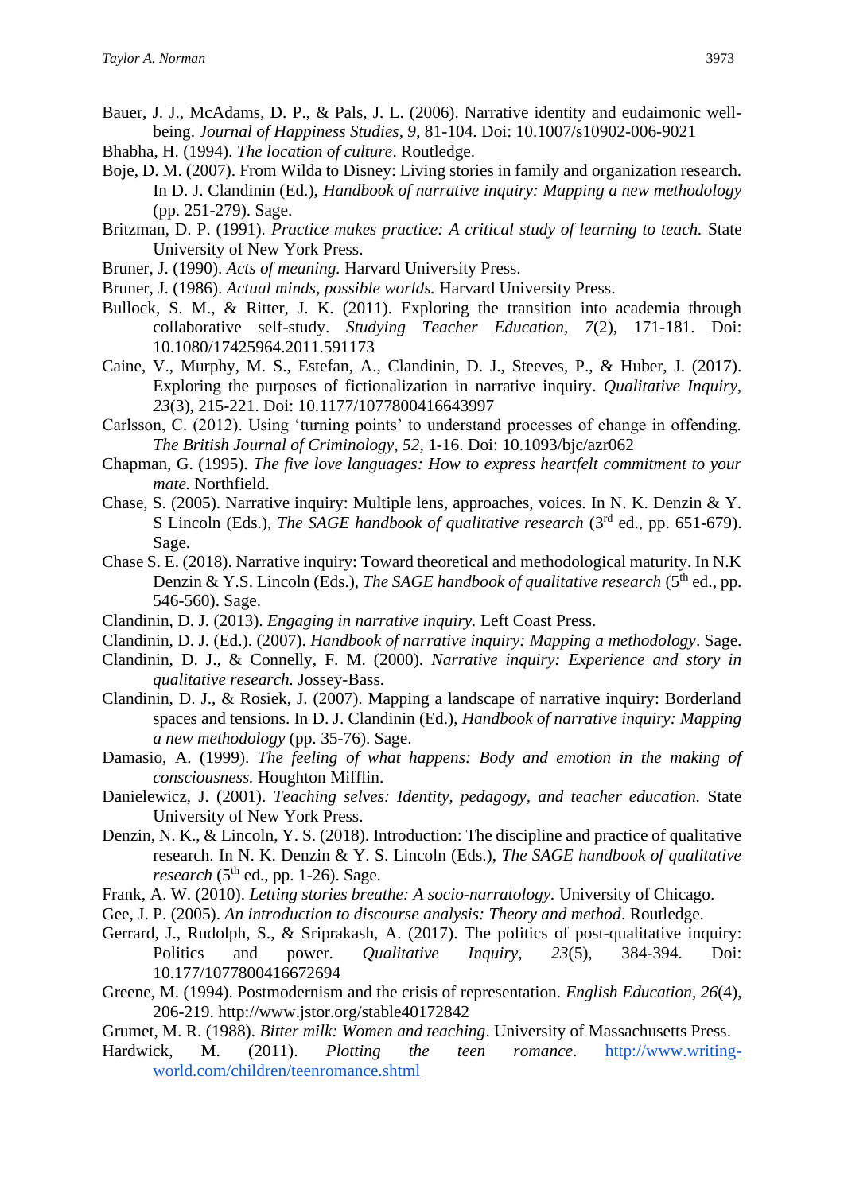Bauer, J. J., McAdams, D. P., & Pals, J. L. (2006). Narrative identity and eudaimonic well-being. *Journal of Happiness Studies, 9*, 81-104. Doi: 10.1007/s10902-006-9021

Bhabha, H. (1994). *The location of culture*. Routledge.

Boje, D. M. (2007). From Wilda to Disney: Living stories in family and organization research. In D. J. Clandinin (Ed.), *Handbook of narrative inquiry: Mapping a new methodology* (pp. 251-279). Sage.

Britzman, D. P. (1991). *Practice makes practice: A critical study of learning to teach.* State University of New York Press.

Bruner, J. (1990). *Acts of meaning.* Harvard University Press.

Bruner, J. (1986). *Actual minds, possible worlds.* Harvard University Press.

Bullock, S. M., & Ritter, J. K. (2011). Exploring the transition into academia through collaborative self-study. *Studying Teacher Education, 7*(2), 171-181. Doi: 10.1080/17425964.2011.591173

Caine, V., Murphy, M. S., Estefan, A., Clandinin, D. J., Steeves, P., & Huber, J. (2017). Exploring the purposes of fictionalization in narrative inquiry. *Qualitative Inquiry, 23*(3), 215-221. Doi: 10.1177/1077800416643997

Carlsson, C. (2012). Using 'turning points' to understand processes of change in offending. *The British Journal of Criminology, 52*, 1-16. Doi: 10.1093/bjc/azr062

Chapman, G. (1995). *The five love languages: How to express heartfelt commitment to your mate.* Northfield.

Chase, S. (2005). Narrative inquiry: Multiple lens, approaches, voices. In N. K. Denzin & Y. S Lincoln (Eds.), *The SAGE handbook of qualitative research* (3rd ed., pp. 651-679). Sage.

Chase S. E. (2018). Narrative inquiry: Toward theoretical and methodological maturity. In N.K Denzin & Y.S. Lincoln (Eds.), *The SAGE handbook of qualitative research* (5th ed., pp. 546-560). Sage.

Clandinin, D. J. (2013). *Engaging in narrative inquiry.* Left Coast Press.

Clandinin, D. J. (Ed.). (2007). *Handbook of narrative inquiry: Mapping a methodology*. Sage.

Clandinin, D. J., & Connelly, F. M. (2000). *Narrative inquiry: Experience and story in qualitative research.* Jossey-Bass.

Clandinin, D. J., & Rosiek, J. (2007). Mapping a landscape of narrative inquiry: Borderland spaces and tensions. In D. J. Clandinin (Ed.), *Handbook of narrative inquiry: Mapping a new methodology* (pp. 35-76). Sage.

Damasio, A. (1999). *The feeling of what happens: Body and emotion in the making of consciousness.* Houghton Mifflin.

Danielewicz, J. (2001). *Teaching selves: Identity, pedagogy, and teacher education.* State University of New York Press.

Denzin, N. K., & Lincoln, Y. S. (2018). Introduction: The discipline and practice of qualitative research. In N. K. Denzin & Y. S. Lincoln (Eds.), *The SAGE handbook of qualitative research* (5th ed., pp. 1-26). Sage.

Frank, A. W. (2010). *Letting stories breathe: A socio-narratology.* University of Chicago.

Gee, J. P. (2005). *An introduction to discourse analysis: Theory and method*. Routledge.

Gerrard, J., Rudolph, S., & Sriprakash, A. (2017). The politics of post-qualitative inquiry: Politics and power. *Qualitative Inquiry, 23*(5), 384-394. Doi: 10.177/1077800416672694

Greene, M. (1994). Postmodernism and the crisis of representation. *English Education, 26*(4), 206-219. http://www.jstor.org/stable40172842

Grumet, M. R. (1988). *Bitter milk: Women and teaching*. University of Massachusetts Press.

Hardwick, M. (2011). *Plotting the teen romance*. http://www.writing-world.com/children/teenromance.shtml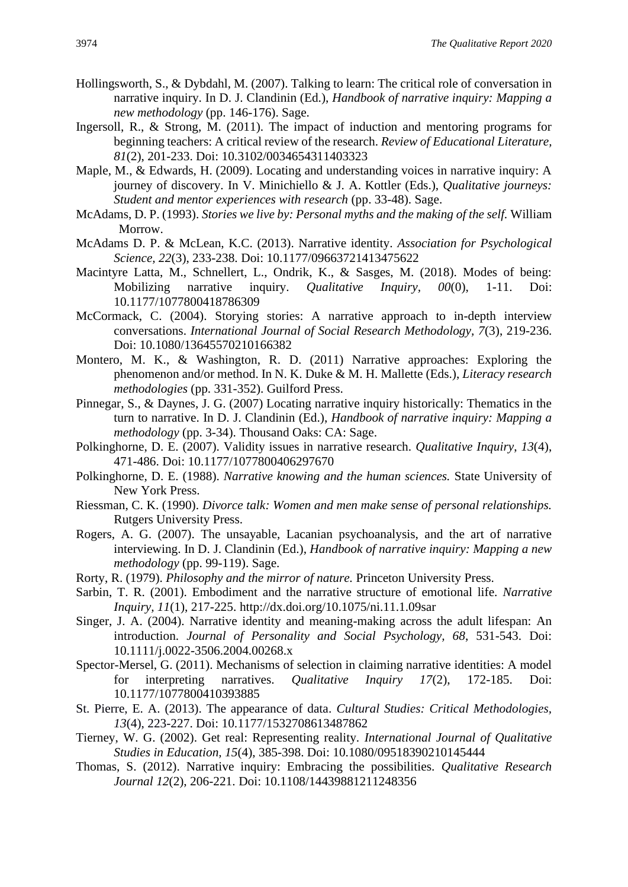Hollingsworth, S., & Dybdahl, M. (2007). Talking to learn: The critical role of conversation in narrative inquiry. In D. J. Clandinin (Ed.), *Handbook of narrative inquiry: Mapping a new methodology* (pp. 146-176). Sage.

Ingersoll, R., & Strong, M. (2011). The impact of induction and mentoring programs for beginning teachers: A critical review of the research. *Review of Educational Literature, 81*(2), 201-233. Doi: 10.3102/0034654311403323

Maple, M., & Edwards, H. (2009). Locating and understanding voices in narrative inquiry: A journey of discovery. In V. Minichiello & J. A. Kottler (Eds.), *Qualitative journeys: Student and mentor experiences with research* (pp. 33-48). Sage.

McAdams, D. P. (1993). *Stories we live by: Personal myths and the making of the self.* William Morrow.

McAdams D. P. & McLean, K.C. (2013). Narrative identity. *Association for Psychological Science, 22*(3), 233-238. Doi: 10.1177/09663721413475622

Macintyre Latta, M., Schnellert, L., Ondrik, K., & Sasges, M. (2018). Modes of being: Mobilizing narrative inquiry. *Qualitative Inquiry, 00*(0), 1-11. Doi: 10.1177/1077800418786309

McCormack, C. (2004). Storying stories: A narrative approach to in-depth interview conversations. *International Journal of Social Research Methodology, 7*(3), 219-236. Doi: 10.1080/13645570210166382

Montero, M. K., & Washington, R. D. (2011) Narrative approaches: Exploring the phenomenon and/or method. In N. K. Duke & M. H. Mallette (Eds.), *Literacy research methodologies* (pp. 331-352). Guilford Press.

Pinnegar, S., & Daynes, J. G. (2007) Locating narrative inquiry historically: Thematics in the turn to narrative. In D. J. Clandinin (Ed.), *Handbook of narrative inquiry: Mapping a methodology* (pp. 3-34). Thousand Oaks: CA: Sage.

Polkinghorne, D. E. (2007). Validity issues in narrative research. *Qualitative Inquiry, 13*(4), 471-486. Doi: 10.1177/1077800406297670

Polkinghorne, D. E. (1988). *Narrative knowing and the human sciences.* State University of New York Press.

Riessman, C. K. (1990). *Divorce talk: Women and men make sense of personal relationships.* Rutgers University Press.

Rogers, A. G. (2007). The unsayable, Lacanian psychoanalysis, and the art of narrative interviewing. In D. J. Clandinin (Ed.), *Handbook of narrative inquiry: Mapping a new methodology* (pp. 99-119). Sage.

Rorty, R. (1979). *Philosophy and the mirror of nature.* Princeton University Press.

Sarbin, T. R. (2001). Embodiment and the narrative structure of emotional life. *Narrative Inquiry, 11*(1), 217-225. http://dx.doi.org/10.1075/ni.11.1.09sar

Singer, J. A. (2004). Narrative identity and meaning-making across the adult lifespan: An introduction. *Journal of Personality and Social Psychology, 68*, 531-543. Doi: 10.1111/j.0022-3506.2004.00268.x

Spector-Mersel, G. (2011). Mechanisms of selection in claiming narrative identities: A model for interpreting narratives. *Qualitative Inquiry 17*(2), 172-185. Doi: 10.1177/1077800410393885

St. Pierre, E. A. (2013). The appearance of data. *Cultural Studies: Critical Methodologies, 13*(4), 223-227. Doi: 10.1177/1532708613487862

Tierney, W. G. (2002). Get real: Representing reality. *International Journal of Qualitative Studies in Education, 15*(4), 385-398. Doi: 10.1080/09518390210145444

Thomas, S. (2012). Narrative inquiry: Embracing the possibilities. *Qualitative Research Journal 12*(2), 206-221. Doi: 10.1108/14439881211248356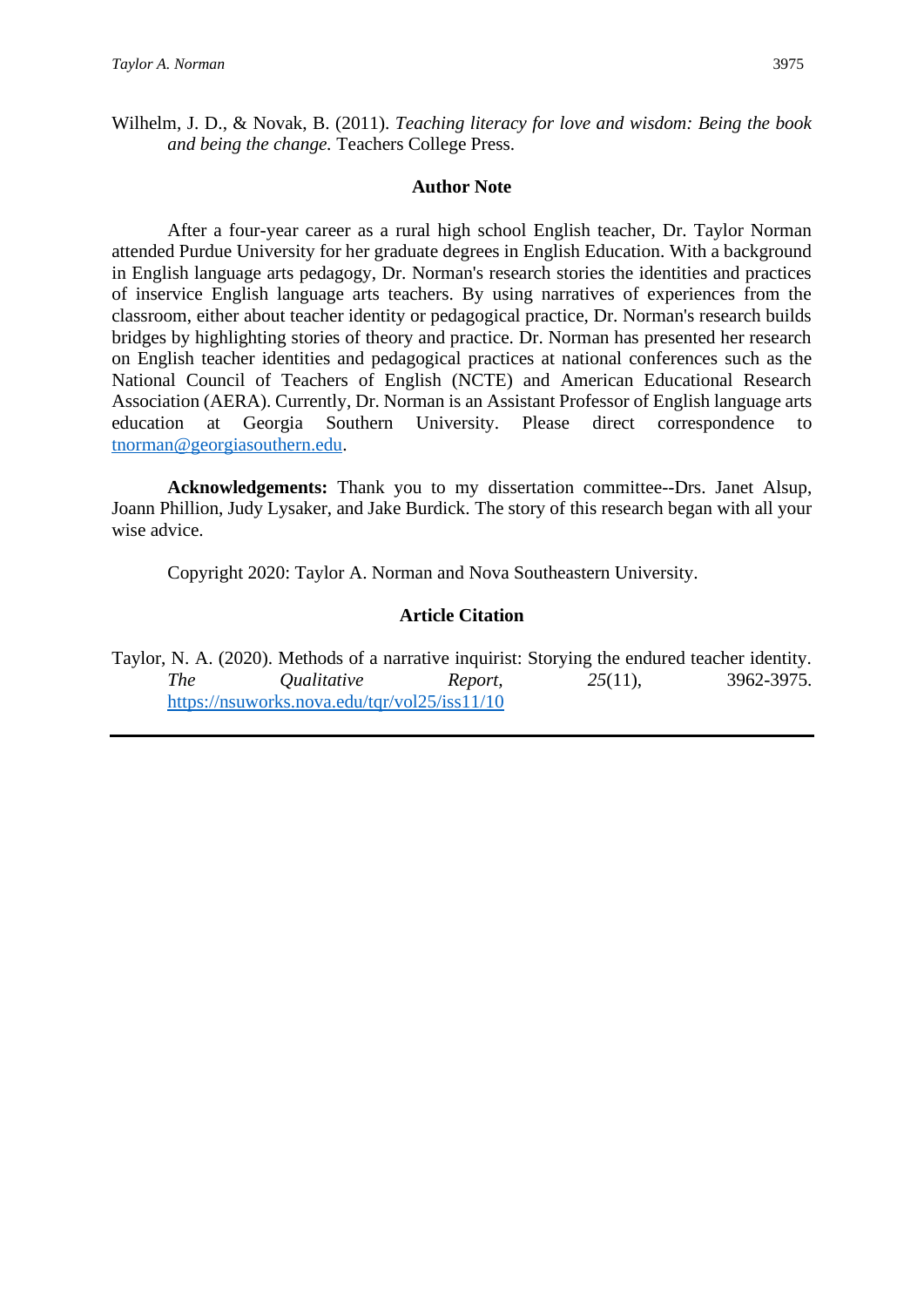Wilhelm, J. D., & Novak, B. (2011). *Teaching literacy for love and wisdom: Being the book and being the change.* Teachers College Press.

## Author Note

After a four-year career as a rural high school English teacher, Dr. Taylor Norman attended Purdue University for her graduate degrees in English Education. With a background in English language arts pedagogy, Dr. Norman's research stories the identities and practices of inservice English language arts teachers. By using narratives of experiences from the classroom, either about teacher identity or pedagogical practice, Dr. Norman's research builds bridges by highlighting stories of theory and practice. Dr. Norman has presented her research on English teacher identities and pedagogical practices at national conferences such as the National Council of Teachers of English (NCTE) and American Educational Research Association (AERA). Currently, Dr. Norman is an Assistant Professor of English language arts education at Georgia Southern University. Please direct correspondence to tnorman@georgiasouthern.edu.

**Acknowledgements:** Thank you to my dissertation committee--Drs. Janet Alsup, Joann Phillion, Judy Lysaker, and Jake Burdick. The story of this research began with all your wise advice.

Copyright 2020: Taylor A. Norman and Nova Southeastern University.

## Article Citation

Taylor, N. A. (2020). Methods of a narrative inquirist: Storying the endured teacher identity. *The Qualitative Report, 25*(11), 3962-3975. https://nsuworks.nova.edu/tqr/vol25/iss11/10